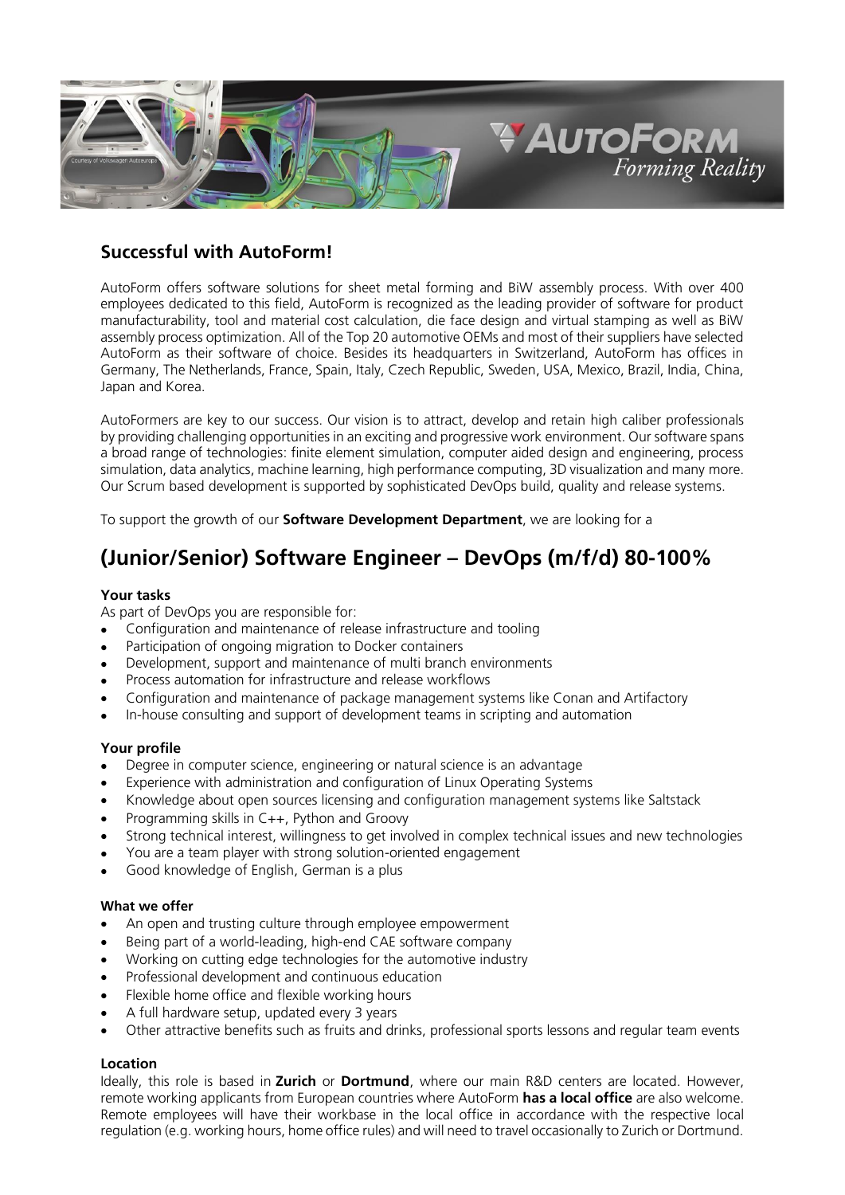## Successful with AutoForm!

AutoForm offers software solutions for sheet metal forming and BiW assembly process. With over 400 employees dedicated to this field, AutoForm is recognized as the leading provider of software for product manufacturability, tool and material cost calculation, die face design and virtual stamping as well as BiW assembly process optimization. All of the Top 20 automotive OEMs and most of their suppliers have selected AutoForm as their software of choice. Besides its headquarters in Switzerland, AutoForm has offices in Germany, The Netherlands, France, Spain, Italy, Czech Republic, Sweden, USA, Mexico, Brazil, India, China, Japan and Korea.

AutoFormers are key to our success. Our vision is to attract, develop and retain high caliber professionals by providing challenging opportunities in an exciting and progressive work environment. Our software spans a broad range of technologies: finite element simulation, computer aided design and engineering, process simulation, data analytics, machine learning, high performance computing, 3D visualization and many more. Our Scrum based development is supported by sophisticated DevOps build, quality and release systems.

To support the growth of our **Software Development Department**, we are looking for a

# (Junior/Senior) Software Engineer – DevOps (m/f/d) 80-100%

#### Your tasks

As part of DevOps you are responsible for:

- Configuration and maintenance of release infrastructure and tooling
- Participation of ongoing migration to Docker containers
- Development, support and maintenance of multi branch environments
- Process automation for infrastructure and release workflows
- Configuration and maintenance of package management systems like Conan and Artifactory
- In-house consulting and support of development teams in scripting and automation

#### Your profile

- Degree in computer science, engineering or natural science is an advantage
- Experience with administration and configuration of Linux Operating Systems
- Knowledge about open sources licensing and configuration management systems like Saltstack
- Programming skills in C++, Python and Groovy
- Strong technical interest, willingness to get involved in complex technical issues and new technologies
- You are a team player with strong solution-oriented engagement
- Good knowledge of English, German is a plus

#### What we offer

- An open and trusting culture through employee empowerment
- Being part of a world-leading, high-end CAE software company
- Working on cutting edge technologies for the automotive industry
- Professional development and continuous education
- Flexible home office and flexible working hours
- A full hardware setup, updated every 3 years
- Other attractive benefits such as fruits and drinks, professional sports lessons and regular team events

#### Location

Ideally, this role is based in **Zurich** or **Dortmund**, where our main R&D centers are located. However, remote working applicants from European countries where AutoForm **has a local office** are also welcome. Remote employees will have their workbase in the local office in accordance with the respective local regulation (e.g. working hours, home office rules) and will need to travel occasionally to Zurich or Dortmund.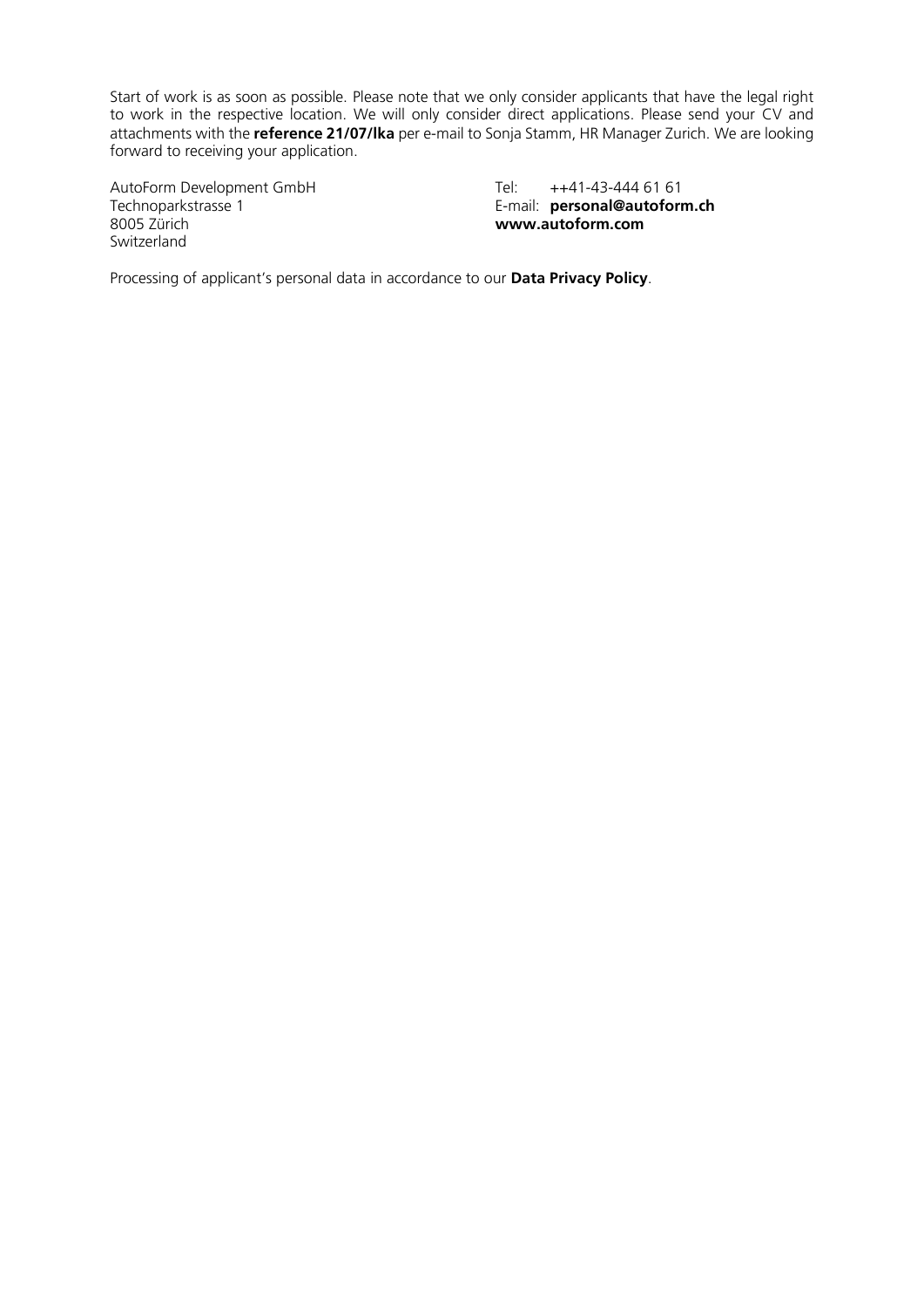Start of work is as soon as possible. Please note that we only consider applicants that have the legal right to work in the respective location. We will only consider direct applications. Please send your CV and attachments with the **reference 21/07/lka** per e-mail to Sonja Stamm, HR Manager Zurich. We are looking forward to receiving your application.

AutoForm Development GmbH
Technoparkstrasse 1
8005 Zürich
Switzerland

Tel: ++41-43-444 61 61
E-mail: **personal@autoform.ch**
**www.autoform.com**

Processing of applicant's personal data in accordance to our **Data Privacy Policy**.